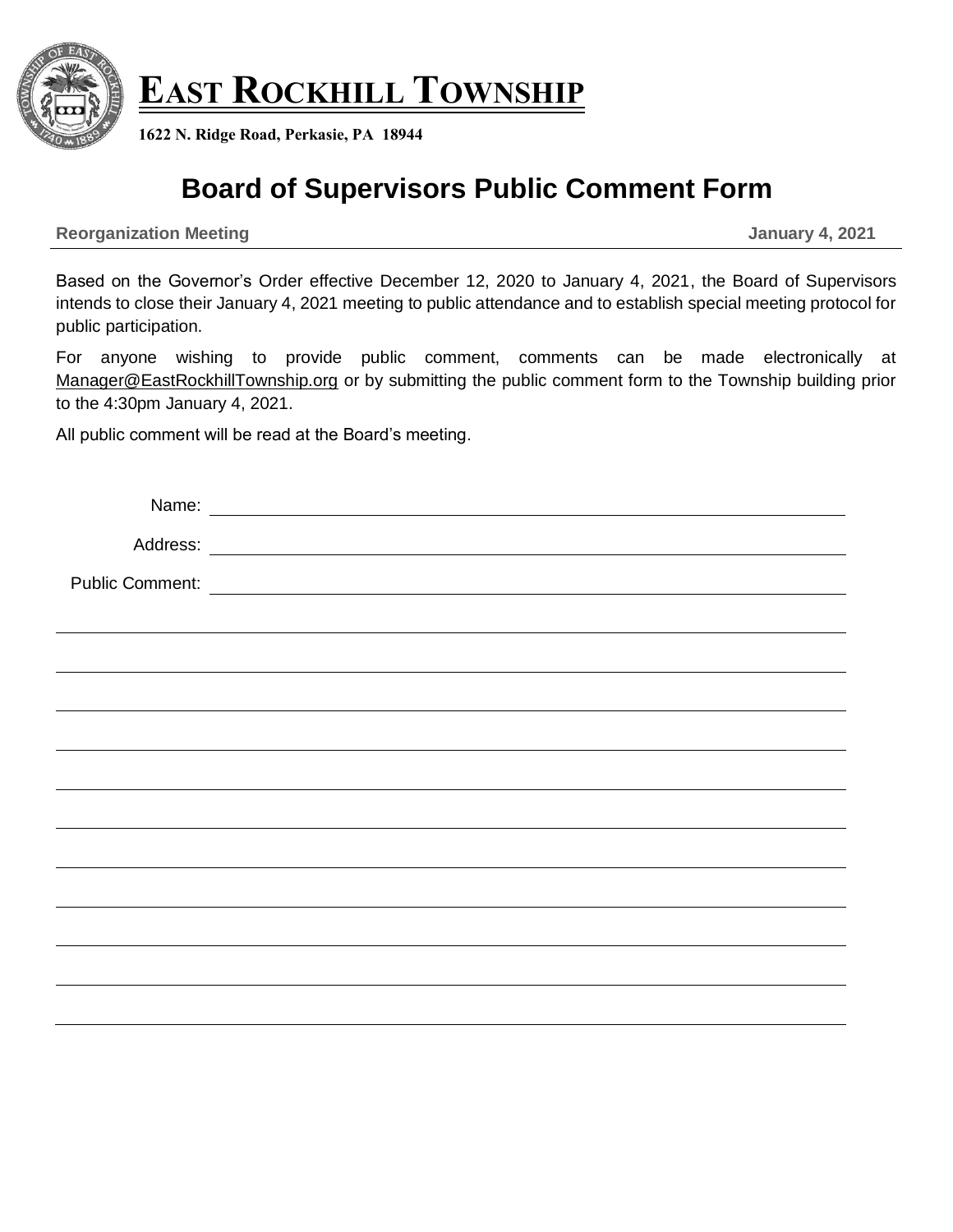# EAST ROCKHILL TOWNSHIP

**1622 N. Ridge Road, Perkasie, PA 18944**

## Board of Supervisors Public Comment Form

**Reorganization Meeting** **January 4, 2021**

Based on the Governor's Order effective December 12, 2020 to January 4, 2021, the Board of Supervisors intends to close their January 4, 2021 meeting to public attendance and to establish special meeting protocol for public participation.

For anyone wishing to provide public comment, comments can be made electronically at Manager@EastRockhillTownship.org or by submitting the public comment form to the Township building prior to the 4:30pm January 4, 2021.

All public comment will be read at the Board's meeting.

Name: ______________________________________________

Address: ______________________________________________

Public Comment: ______________________________________________

______________________________________________

______________________________________________

______________________________________________

______________________________________________

______________________________________________

______________________________________________

______________________________________________

______________________________________________

______________________________________________

______________________________________________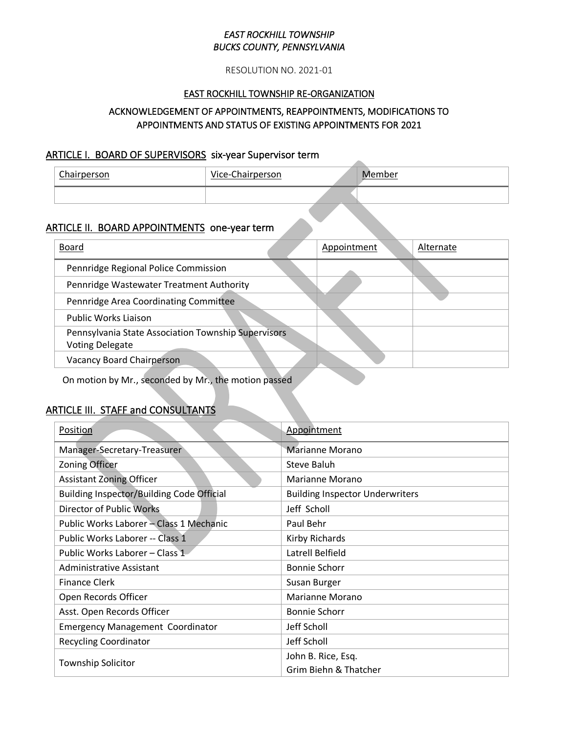*EAST ROCKHILL TOWNSHIP*
*BUCKS COUNTY, PENNSYLVANIA*

RESOLUTION NO. 2021-01

EAST ROCKHILL TOWNSHIP RE-ORGANIZATION

ACKNOWLEDGEMENT OF APPOINTMENTS, REAPPOINTMENTS, MODIFICATIONS TO APPOINTMENTS AND STATUS OF EXISTING APPOINTMENTS FOR 2021

## ARTICLE I. BOARD OF SUPERVISORS six-year Supervisor term

| Chairperson | Vice-Chairperson | Member |
|---|---|---|
| | | |

## ARTICLE II. BOARD APPOINTMENTS one-year term

| Board | Appointment | Alternate |
|---|---|---|
| Pennridge Regional Police Commission | | |
| Pennridge Wastewater Treatment Authority | | |
| Pennridge Area Coordinating Committee | | |
| Public Works Liaison | | |
| Pennsylvania State Association Township Supervisors Voting Delegate | | |
| Vacancy Board Chairperson | | |

On motion by Mr., seconded by Mr., the motion passed

## ARTICLE III. STAFF and CONSULTANTS

| Position | Appointment |
|---|---|
| Manager-Secretary-Treasurer | Marianne Morano |
| Zoning Officer | Steve Baluh |
| Assistant Zoning Officer | Marianne Morano |
| Building Inspector/Building Code Official | Building Inspector Underwriters |
| Director of Public Works | Jeff Scholl |
| Public Works Laborer – Class 1 Mechanic | Paul Behr |
| Public Works Laborer -- Class 1 | Kirby Richards |
| Public Works Laborer – Class 1 | Latrell Belfield |
| Administrative Assistant | Bonnie Schorr |
| Finance Clerk | Susan Burger |
| Open Records Officer | Marianne Morano |
| Asst. Open Records Officer | Bonnie Schorr |
| Emergency Management Coordinator | Jeff Scholl |
| Recycling Coordinator | Jeff Scholl |
| Township Solicitor | John B. Rice, Esq.<br>Grim Biehn & Thatcher |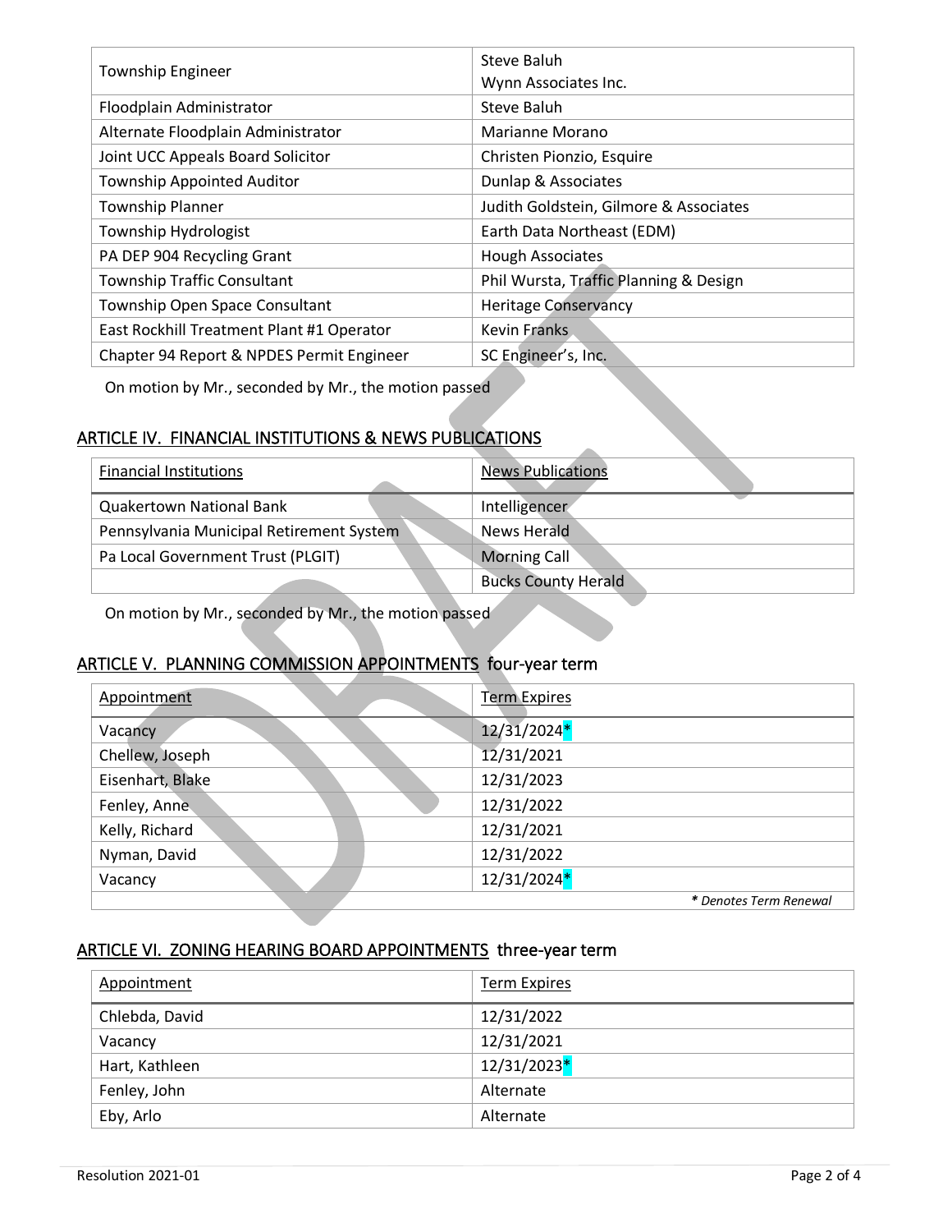| Township Engineer | Steve Baluh<br>Wynn Associates Inc. |
|---|---|
| Floodplain Administrator | Steve Baluh |
| Alternate Floodplain Administrator | Marianne Morano |
| Joint UCC Appeals Board Solicitor | Christen Pionzio, Esquire |
| Township Appointed Auditor | Dunlap & Associates |
| Township Planner | Judith Goldstein, Gilmore & Associates |
| Township Hydrologist | Earth Data Northeast (EDM) |
| PA DEP 904 Recycling Grant | Hough Associates |
| Township Traffic Consultant | Phil Wursta, Traffic Planning & Design |
| Township Open Space Consultant | Heritage Conservancy |
| East Rockhill Treatment Plant #1 Operator | Kevin Franks |
| Chapter 94 Report & NPDES Permit Engineer | SC Engineer's, Inc. |

On motion by Mr., seconded by Mr., the motion passed

## ARTICLE IV. FINANCIAL INSTITUTIONS & NEWS PUBLICATIONS

| Financial Institutions | News Publications |
|---|---|
| Quakertown National Bank | Intelligencer |
| Pennsylvania Municipal Retirement System | News Herald |
| Pa Local Government Trust (PLGIT) | Morning Call |
| | Bucks County Herald |

On motion by Mr., seconded by Mr., the motion passed

## ARTICLE V. PLANNING COMMISSION APPOINTMENTS four-year term

| Appointment | Term Expires |
|---|---|
| Vacancy | 12/31/2024* |
| Chellew, Joseph | 12/31/2021 |
| Eisenhart, Blake | 12/31/2023 |
| Fenley, Anne | 12/31/2022 |
| Kelly, Richard | 12/31/2021 |
| Nyman, David | 12/31/2022 |
| Vacancy | 12/31/2024* |
| | *\* Denotes Term Renewal* |

## ARTICLE VI. ZONING HEARING BOARD APPOINTMENTS three-year term

| Appointment | Term Expires |
|---|---|
| Chlebda, David | 12/31/2022 |
| Vacancy | 12/31/2021 |
| Hart, Kathleen | 12/31/2023* |
| Fenley, John | Alternate |
| Eby, Arlo | Alternate |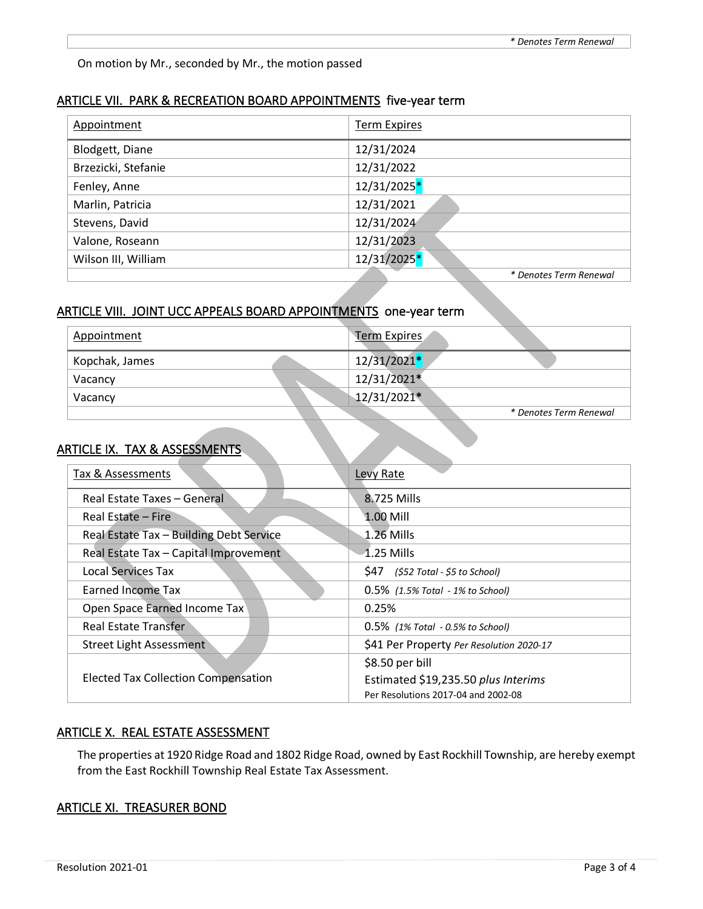| * Denotes Term Renewal |
|---|

On motion by Mr., seconded by Mr., the motion passed

## ARTICLE VII. PARK & RECREATION BOARD APPOINTMENTS five-year term

| Appointment | Term Expires |
|---|---|
| Blodgett, Diane | 12/31/2024 |
| Brzezicki, Stefanie | 12/31/2022 |
| Fenley, Anne | 12/31/2025* |
| Marlin, Patricia | 12/31/2021 |
| Stevens, David | 12/31/2024 |
| Valone, Roseann | 12/31/2023 |
| Wilson III, William | 12/31/2025* |
| | * Denotes Term Renewal |

## ARTICLE VIII. JOINT UCC APPEALS BOARD APPOINTMENTS one-year term

| Appointment | Term Expires |
|---|---|
| Kopchak, James | 12/31/2021* |
| Vacancy | 12/31/2021* |
| Vacancy | 12/31/2021* |
| | * Denotes Term Renewal |

## ARTICLE IX. TAX & ASSESSMENTS

| Tax & Assessments | Levy Rate |
|---|---|
| Real Estate Taxes – General | 8.725 Mills |
| Real Estate – Fire | 1.00 Mill |
| Real Estate Tax – Building Debt Service | 1.26 Mills |
| Real Estate Tax – Capital Improvement | 1.25 Mills |
| Local Services Tax | $47 *($52 Total - $5 to School)* |
| Earned Income Tax | 0.5% *(1.5% Total - 1% to School)* |
| Open Space Earned Income Tax | 0.25% |
| Real Estate Transfer | 0.5% *(1% Total - 0.5% to School)* |
| Street Light Assessment | $41 Per Property *Per Resolution 2020-17* |
| Elected Tax Collection Compensation | $8.50 per bill<br>Estimated $19,235.50 *plus Interims*<br>Per Resolutions 2017-04 and 2002-08 |

## ARTICLE X. REAL ESTATE ASSESSMENT

The properties at 1920 Ridge Road and 1802 Ridge Road, owned by East Rockhill Township, are hereby exempt from the East Rockhill Township Real Estate Tax Assessment.

## ARTICLE XI. TREASURER BOND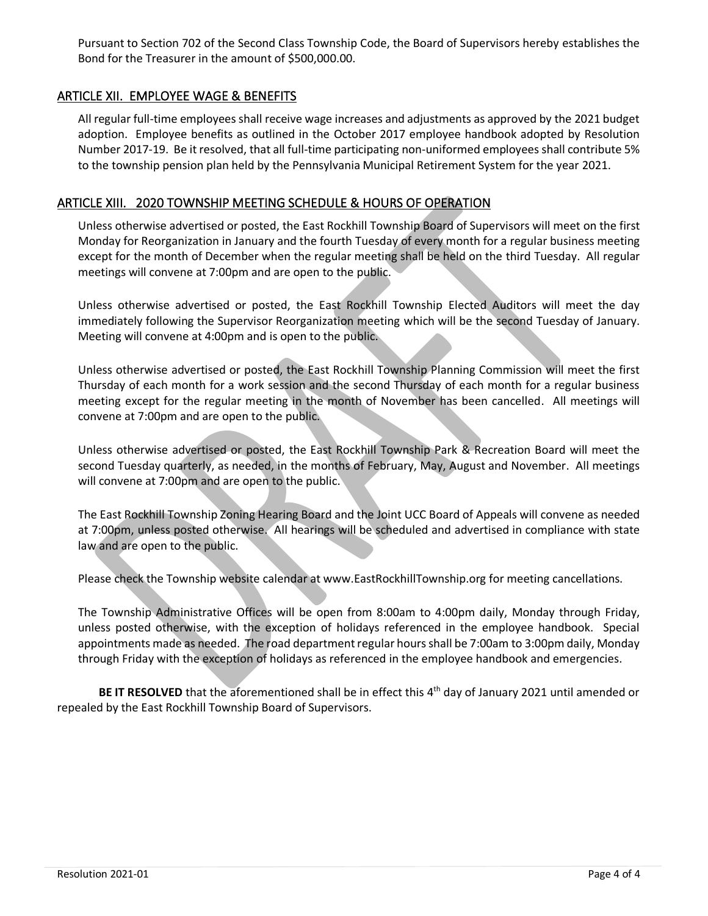Pursuant to Section 702 of the Second Class Township Code, the Board of Supervisors hereby establishes the Bond for the Treasurer in the amount of $500,000.00.

## ARTICLE XII. EMPLOYEE WAGE & BENEFITS

All regular full-time employees shall receive wage increases and adjustments as approved by the 2021 budget adoption. Employee benefits as outlined in the October 2017 employee handbook adopted by Resolution Number 2017-19. Be it resolved, that all full-time participating non-uniformed employees shall contribute 5% to the township pension plan held by the Pennsylvania Municipal Retirement System for the year 2021.

## ARTICLE XIII. 2020 TOWNSHIP MEETING SCHEDULE & HOURS OF OPERATION

Unless otherwise advertised or posted, the East Rockhill Township Board of Supervisors will meet on the first Monday for Reorganization in January and the fourth Tuesday of every month for a regular business meeting except for the month of December when the regular meeting shall be held on the third Tuesday. All regular meetings will convene at 7:00pm and are open to the public.

Unless otherwise advertised or posted, the East Rockhill Township Elected Auditors will meet the day immediately following the Supervisor Reorganization meeting which will be the second Tuesday of January. Meeting will convene at 4:00pm and is open to the public.

Unless otherwise advertised or posted, the East Rockhill Township Planning Commission will meet the first Thursday of each month for a work session and the second Thursday of each month for a regular business meeting except for the regular meeting in the month of November has been cancelled. All meetings will convene at 7:00pm and are open to the public.

Unless otherwise advertised or posted, the East Rockhill Township Park & Recreation Board will meet the second Tuesday quarterly, as needed, in the months of February, May, August and November. All meetings will convene at 7:00pm and are open to the public.

The East Rockhill Township Zoning Hearing Board and the Joint UCC Board of Appeals will convene as needed at 7:00pm, unless posted otherwise. All hearings will be scheduled and advertised in compliance with state law and are open to the public.

Please check the Township website calendar at www.EastRockhillTownship.org for meeting cancellations.

The Township Administrative Offices will be open from 8:00am to 4:00pm daily, Monday through Friday, unless posted otherwise, with the exception of holidays referenced in the employee handbook. Special appointments made as needed. The road department regular hours shall be 7:00am to 3:00pm daily, Monday through Friday with the exception of holidays as referenced in the employee handbook and emergencies.

**BE IT RESOLVED** that the aforementioned shall be in effect this 4th day of January 2021 until amended or repealed by the East Rockhill Township Board of Supervisors.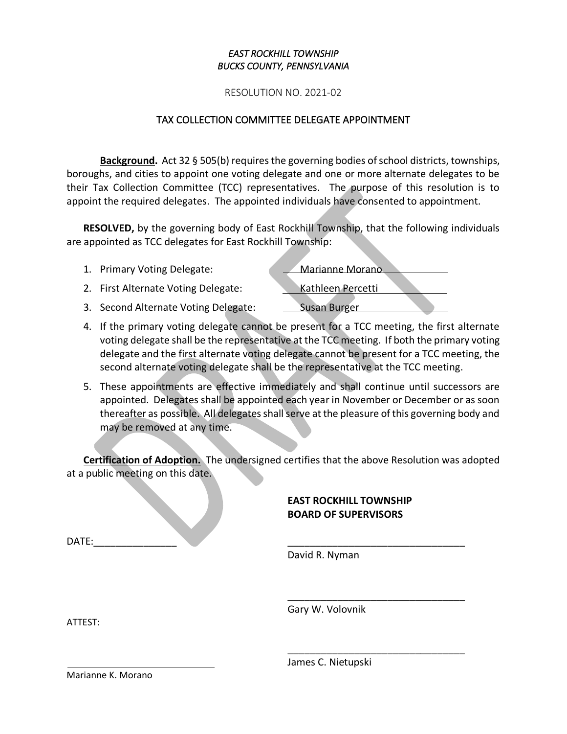*EAST ROCKHILL TOWNSHIP*
*BUCKS COUNTY, PENNSYLVANIA*

RESOLUTION NO. 2021-02

TAX COLLECTION COMMITTEE DELEGATE APPOINTMENT

**Background.** Act 32 § 505(b) requires the governing bodies of school districts, townships, boroughs, and cities to appoint one voting delegate and one or more alternate delegates to be their Tax Collection Committee (TCC) representatives. The purpose of this resolution is to appoint the required delegates. The appointed individuals have consented to appointment.

**RESOLVED,** by the governing body of East Rockhill Township, that the following individuals are appointed as TCC delegates for East Rockhill Township:

1. Primary Voting Delegate: Marianne Morano
2. First Alternate Voting Delegate: Kathleen Percetti
3. Second Alternate Voting Delegate: Susan Burger
4. If the primary voting delegate cannot be present for a TCC meeting, the first alternate voting delegate shall be the representative at the TCC meeting. If both the primary voting delegate and the first alternate voting delegate cannot be present for a TCC meeting, the second alternate voting delegate shall be the representative at the TCC meeting.
5. These appointments are effective immediately and shall continue until successors are appointed. Delegates shall be appointed each year in November or December or as soon thereafter as possible. All delegates shall serve at the pleasure of this governing body and may be removed at any time.

**Certification of Adoption.** The undersigned certifies that the above Resolution was adopted at a public meeting on this date.

**EAST ROCKHILL TOWNSHIP**
**BOARD OF SUPERVISORS**

DATE:_______________

_________________________________
David R. Nyman

_________________________________
Gary W. Volovnik

ATTEST:

_________________________________
James C. Nietupski

_____________________________
Marianne K. Morano

DRAFT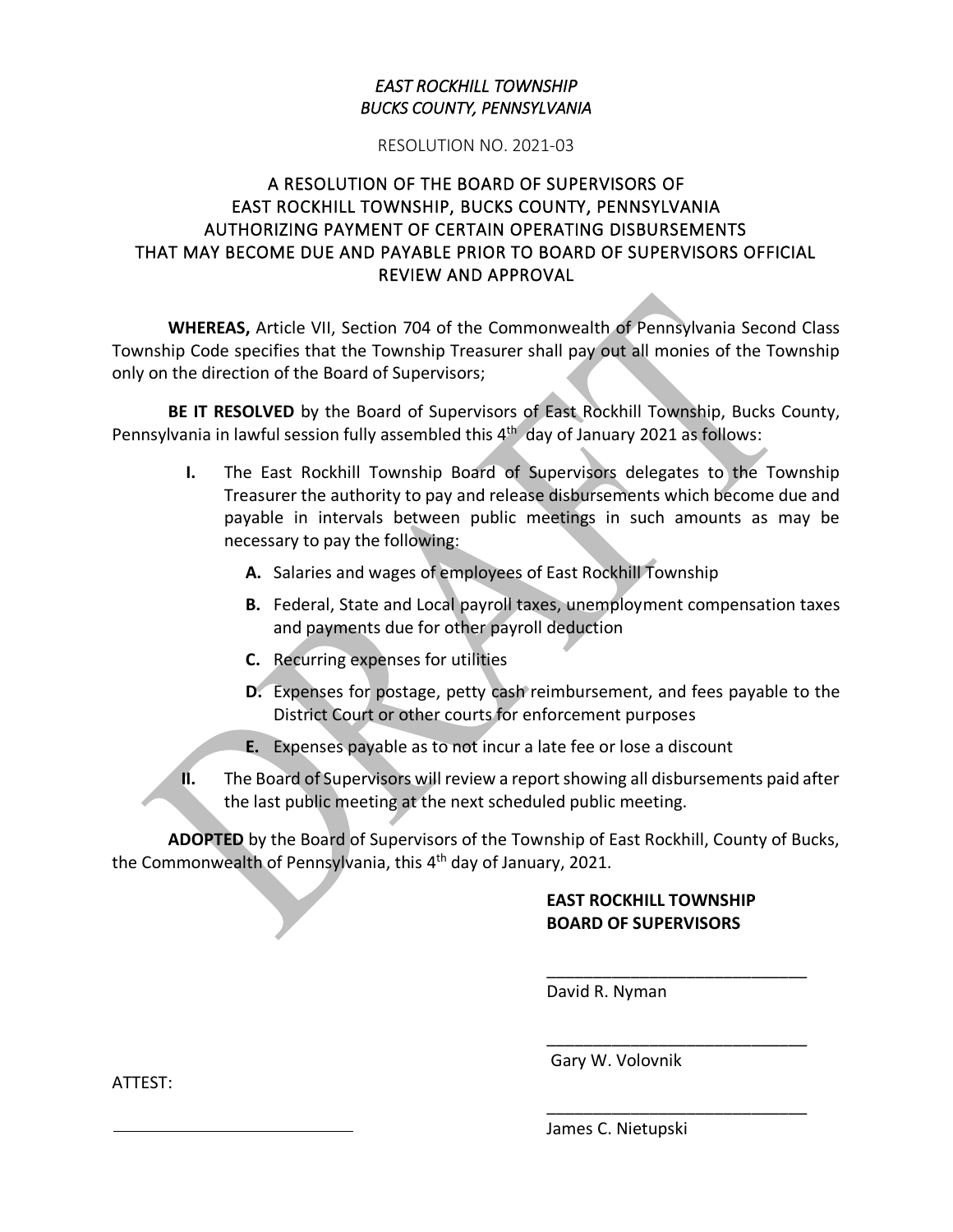*EAST ROCKHILL TOWNSHIP*
*BUCKS COUNTY, PENNSYLVANIA*

RESOLUTION NO. 2021-03

# A RESOLUTION OF THE BOARD OF SUPERVISORS OF EAST ROCKHILL TOWNSHIP, BUCKS COUNTY, PENNSYLVANIA AUTHORIZING PAYMENT OF CERTAIN OPERATING DISBURSEMENTS THAT MAY BECOME DUE AND PAYABLE PRIOR TO BOARD OF SUPERVISORS OFFICIAL REVIEW AND APPROVAL

**WHEREAS,** Article VII, Section 704 of the Commonwealth of Pennsylvania Second Class Township Code specifies that the Township Treasurer shall pay out all monies of the Township only on the direction of the Board of Supervisors;

**BE IT RESOLVED** by the Board of Supervisors of East Rockhill Township, Bucks County, Pennsylvania in lawful session fully assembled this 4th day of January 2021 as follows:

**I.** The East Rockhill Township Board of Supervisors delegates to the Township Treasurer the authority to pay and release disbursements which become due and payable in intervals between public meetings in such amounts as may be necessary to pay the following:

- **A.** Salaries and wages of employees of East Rockhill Township
- **B.** Federal, State and Local payroll taxes, unemployment compensation taxes and payments due for other payroll deduction
- **C.** Recurring expenses for utilities
- **D.** Expenses for postage, petty cash reimbursement, and fees payable to the District Court or other courts for enforcement purposes
- **E.** Expenses payable as to not incur a late fee or lose a discount

**II.** The Board of Supervisors will review a report showing all disbursements paid after the last public meeting at the next scheduled public meeting.

**ADOPTED** by the Board of Supervisors of the Township of East Rockhill, County of Bucks, the Commonwealth of Pennsylvania, this 4th day of January, 2021.

**EAST ROCKHILL TOWNSHIP**
**BOARD OF SUPERVISORS**

\_\_\_\_\_\_\_\_\_\_\_\_\_\_\_\_\_\_\_\_\_\_\_\_\_\_\_\_\_\_
David R. Nyman

\_\_\_\_\_\_\_\_\_\_\_\_\_\_\_\_\_\_\_\_\_\_\_\_\_\_\_\_\_\_
Gary W. Volovnik

\_\_\_\_\_\_\_\_\_\_\_\_\_\_\_\_\_\_\_\_\_\_\_\_\_\_\_\_\_\_
James C. Nietupski

ATTEST:

\_\_\_\_\_\_\_\_\_\_\_\_\_\_\_\_\_\_\_\_\_\_\_\_\_\_\_\_\_\_

DRAFT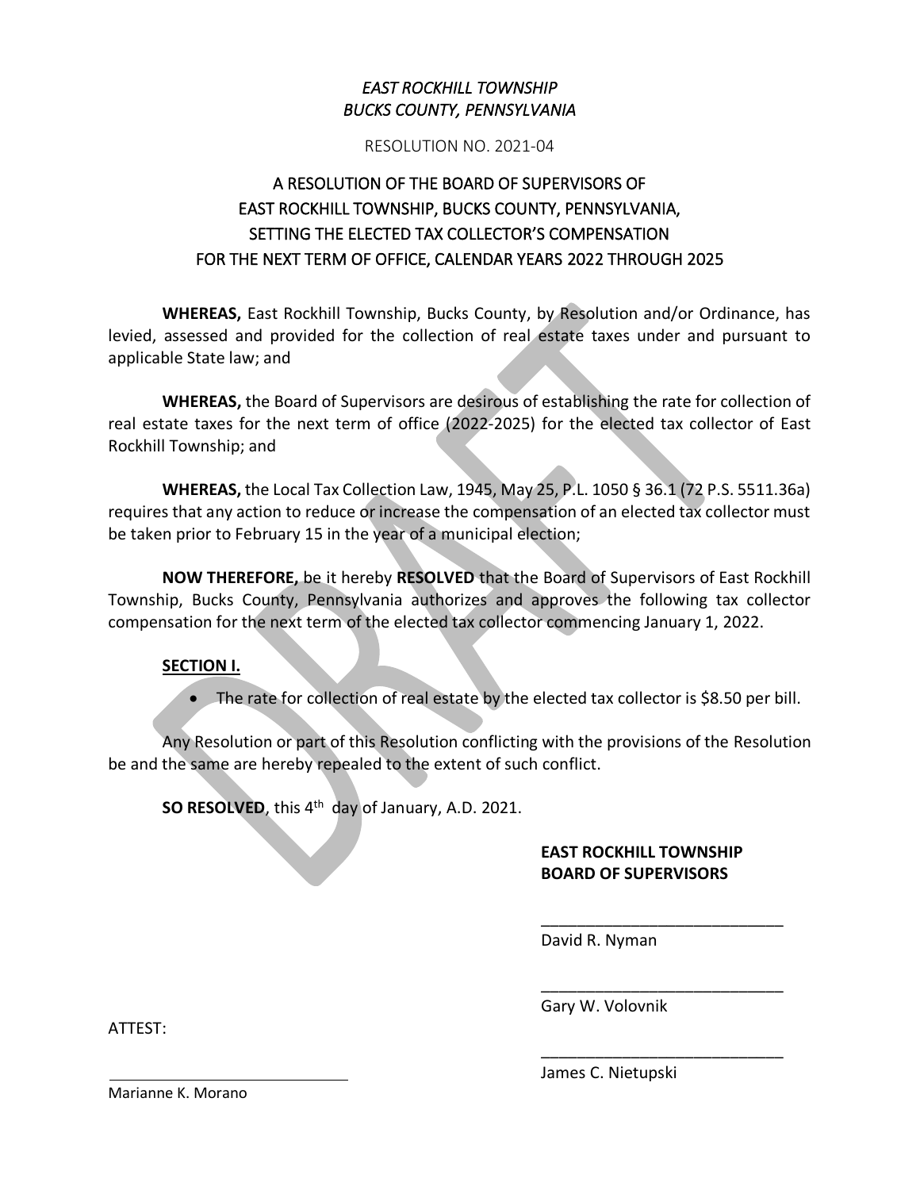*EAST ROCKHILL TOWNSHIP*
*BUCKS COUNTY, PENNSYLVANIA*

RESOLUTION NO. 2021-04

# A RESOLUTION OF THE BOARD OF SUPERVISORS OF EAST ROCKHILL TOWNSHIP, BUCKS COUNTY, PENNSYLVANIA, SETTING THE ELECTED TAX COLLECTOR'S COMPENSATION FOR THE NEXT TERM OF OFFICE, CALENDAR YEARS 2022 THROUGH 2025

**WHEREAS,** East Rockhill Township, Bucks County, by Resolution and/or Ordinance, has levied, assessed and provided for the collection of real estate taxes under and pursuant to applicable State law; and

**WHEREAS,** the Board of Supervisors are desirous of establishing the rate for collection of real estate taxes for the next term of office (2022-2025) for the elected tax collector of East Rockhill Township; and

**WHEREAS,** the Local Tax Collection Law, 1945, May 25, P.L. 1050 § 36.1 (72 P.S. 5511.36a) requires that any action to reduce or increase the compensation of an elected tax collector must be taken prior to February 15 in the year of a municipal election;

**NOW THEREFORE,** be it hereby **RESOLVED** that the Board of Supervisors of East Rockhill Township, Bucks County, Pennsylvania authorizes and approves the following tax collector compensation for the next term of the elected tax collector commencing January 1, 2022.

**SECTION I.**

- The rate for collection of real estate by the elected tax collector is $8.50 per bill.

Any Resolution or part of this Resolution conflicting with the provisions of the Resolution be and the same are hereby repealed to the extent of such conflict.

**SO RESOLVED**, this 4th day of January, A.D. 2021.

**EAST ROCKHILL TOWNSHIP**
**BOARD OF SUPERVISORS**

\_\_\_\_\_\_\_\_\_\_\_\_\_\_\_\_\_\_\_\_\_\_\_\_\_\_\_\_
David R. Nyman

\_\_\_\_\_\_\_\_\_\_\_\_\_\_\_\_\_\_\_\_\_\_\_\_\_\_\_\_
Gary W. Volovnik

\_\_\_\_\_\_\_\_\_\_\_\_\_\_\_\_\_\_\_\_\_\_\_\_\_\_\_\_
James C. Nietupski

ATTEST:

\_\_\_\_\_\_\_\_\_\_\_\_\_\_\_\_\_\_\_\_\_\_\_\_\_\_\_\_
Marianne K. Morano